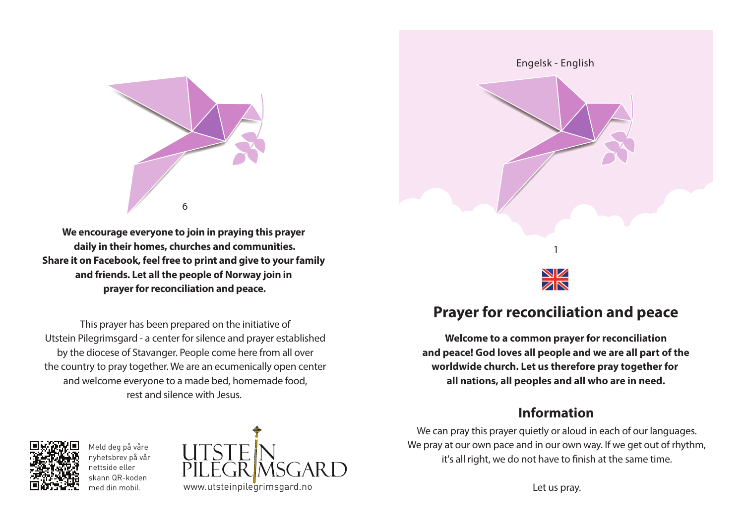**We encourage everyone to join in praying this prayer daily in their homes, churches and communities. Share it on Facebook, feel free to print and give to your family and friends. Let all the people of Norway join in prayer for reconciliation and peace.**

This prayer has been prepared on the initiative of Utstein Pilegrimsgard - a center for silence and prayer established by the diocese of Stavanger. People come here from all over the country to pray together. We are an ecumenically open center and welcome everyone to a made bed, homemade food, rest and silence with Jesus.

Meld deg på våre nyhetsbrev på vår nettside eller skann QR-koden med din mobil.

UTSTEIN PILEGRIMSGARD
www.utsteinpilegrimsgard.no

Engelsk - English

# Prayer for reconciliation and peace

**Welcome to a common prayer for reconciliation and peace! God loves all people and we are all part of the worldwide church. Let us therefore pray together for all nations, all peoples and all who are in need.**

## Information

We can pray this prayer quietly or aloud in each of our languages. We pray at our own pace and in our own way. If we get out of rhythm, it's all right, we do not have to finish at the same time.

Let us pray.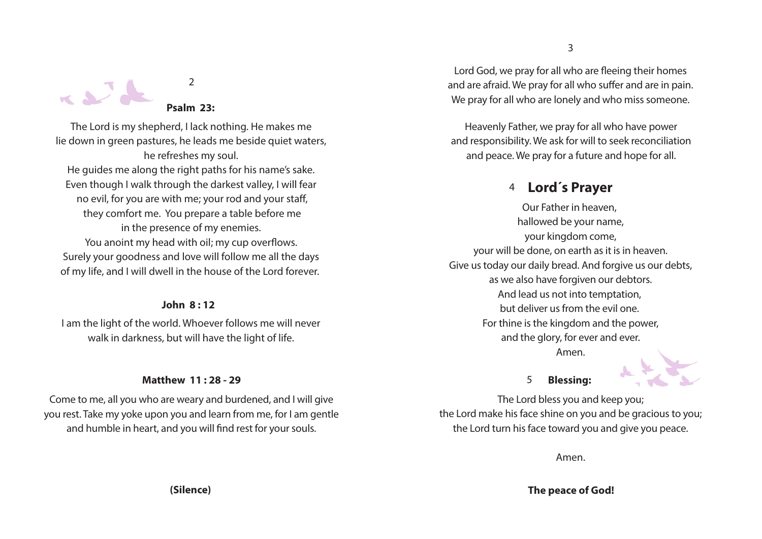## 2 Psalm 23:

The Lord is my shepherd, I lack nothing. He makes me
lie down in green pastures, he leads me beside quiet waters,
he refreshes my soul.
He guides me along the right paths for his name's sake.
Even though I walk through the darkest valley, I will fear
no evil, for you are with me; your rod and your staff,
they comfort me. You prepare a table before me
in the presence of my enemies.
You anoint my head with oil; my cup overflows.
Surely your goodness and love will follow me all the days
of my life, and I will dwell in the house of the Lord forever.

**John 8 : 12**

I am the light of the world. Whoever follows me will never
walk in darkness, but will have the light of life.

**Matthew 11 : 28 - 29**

Come to me, all you who are weary and burdened, and I will give
you rest. Take my yoke upon you and learn from me, for I am gentle
and humble in heart, and you will find rest for your souls.

**(Silence)**

## 3

Lord God, we pray for all who are fleeing their homes
and are afraid. We pray for all who suffer and are in pain.
We pray for all who are lonely and who miss someone.

Heavenly Father, we pray for all who have power
and responsibility. We ask for will to seek reconciliation
and peace. We pray for a future and hope for all.

## 4 Lord´s Prayer

Our Father in heaven,
hallowed be your name,
your kingdom come,
your will be done, on earth as it is in heaven.
Give us today our daily bread. And forgive us our debts,
as we also have forgiven our debtors.
And lead us not into temptation,
but deliver us from the evil one.
For thine is the kingdom and the power,
and the glory, for ever and ever.
Amen.

## 5 Blessing:

The Lord bless you and keep you;
the Lord make his face shine on you and be gracious to you;
the Lord turn his face toward you and give you peace.

Amen.

**The peace of God!**